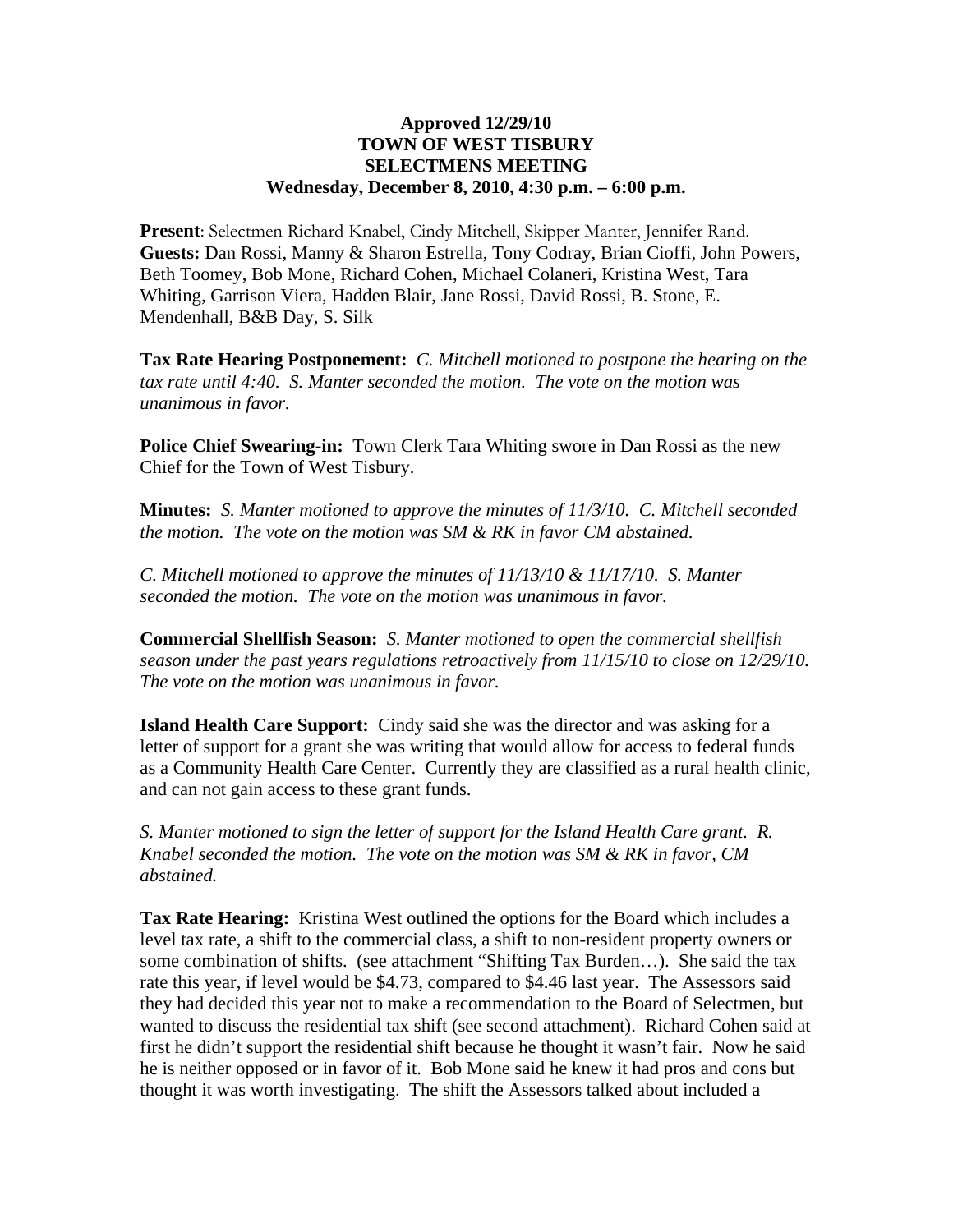**Approved 12/29/10**
**TOWN OF WEST TISBURY**
**SELECTMENS MEETING**
**Wednesday, December 8, 2010, 4:30 p.m. – 6:00 p.m.**

**Present**: Selectmen Richard Knabel, Cindy Mitchell, Skipper Manter, Jennifer Rand.
**Guests:** Dan Rossi, Manny & Sharon Estrella, Tony Codray, Brian Cioffi, John Powers, Beth Toomey, Bob Mone, Richard Cohen, Michael Colaneri, Kristina West, Tara Whiting, Garrison Viera, Hadden Blair, Jane Rossi, David Rossi, B. Stone, E. Mendenhall, B&B Day, S. Silk

**Tax Rate Hearing Postponement:** *C. Mitchell motioned to postpone the hearing on the tax rate until 4:40. S. Manter seconded the motion. The vote on the motion was unanimous in favor.*

**Police Chief Swearing-in:** Town Clerk Tara Whiting swore in Dan Rossi as the new Chief for the Town of West Tisbury.

**Minutes:** *S. Manter motioned to approve the minutes of 11/3/10. C. Mitchell seconded the motion. The vote on the motion was SM & RK in favor CM abstained.*

*C. Mitchell motioned to approve the minutes of 11/13/10 & 11/17/10. S. Manter seconded the motion. The vote on the motion was unanimous in favor.*

**Commercial Shellfish Season:** *S. Manter motioned to open the commercial shellfish season under the past years regulations retroactively from 11/15/10 to close on 12/29/10. The vote on the motion was unanimous in favor.*

**Island Health Care Support:** Cindy said she was the director and was asking for a letter of support for a grant she was writing that would allow for access to federal funds as a Community Health Care Center. Currently they are classified as a rural health clinic, and can not gain access to these grant funds.

*S. Manter motioned to sign the letter of support for the Island Health Care grant. R. Knabel seconded the motion. The vote on the motion was SM & RK in favor, CM abstained.*

**Tax Rate Hearing:** Kristina West outlined the options for the Board which includes a level tax rate, a shift to the commercial class, a shift to non-resident property owners or some combination of shifts. (see attachment "Shifting Tax Burden…). She said the tax rate this year, if level would be $4.73, compared to $4.46 last year. The Assessors said they had decided this year not to make a recommendation to the Board of Selectmen, but wanted to discuss the residential tax shift (see second attachment). Richard Cohen said at first he didn't support the residential shift because he thought it wasn't fair. Now he said he is neither opposed or in favor of it. Bob Mone said he knew it had pros and cons but thought it was worth investigating. The shift the Assessors talked about included a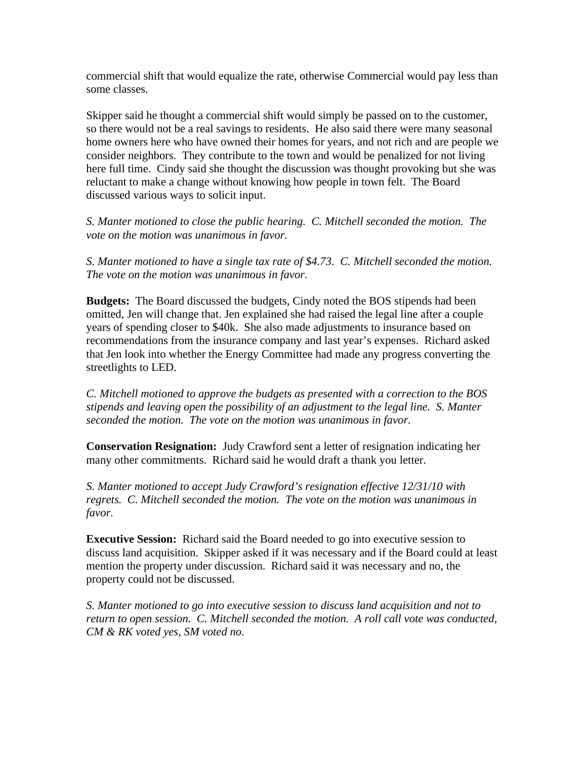commercial shift that would equalize the rate, otherwise Commercial would pay less than some classes.

Skipper said he thought a commercial shift would simply be passed on to the customer, so there would not be a real savings to residents. He also said there were many seasonal home owners here who have owned their homes for years, and not rich and are people we consider neighbors. They contribute to the town and would be penalized for not living here full time. Cindy said she thought the discussion was thought provoking but she was reluctant to make a change without knowing how people in town felt. The Board discussed various ways to solicit input.

*S. Manter motioned to close the public hearing. C. Mitchell seconded the motion. The vote on the motion was unanimous in favor.*

*S. Manter motioned to have a single tax rate of $4.73. C. Mitchell seconded the motion. The vote on the motion was unanimous in favor.*

**Budgets:** The Board discussed the budgets, Cindy noted the BOS stipends had been omitted, Jen will change that. Jen explained she had raised the legal line after a couple years of spending closer to $40k. She also made adjustments to insurance based on recommendations from the insurance company and last year's expenses. Richard asked that Jen look into whether the Energy Committee had made any progress converting the streetlights to LED.

*C. Mitchell motioned to approve the budgets as presented with a correction to the BOS stipends and leaving open the possibility of an adjustment to the legal line. S. Manter seconded the motion. The vote on the motion was unanimous in favor.*

**Conservation Resignation:** Judy Crawford sent a letter of resignation indicating her many other commitments. Richard said he would draft a thank you letter.

*S. Manter motioned to accept Judy Crawford's resignation effective 12/31/10 with regrets. C. Mitchell seconded the motion. The vote on the motion was unanimous in favor.*

**Executive Session:** Richard said the Board needed to go into executive session to discuss land acquisition. Skipper asked if it was necessary and if the Board could at least mention the property under discussion. Richard said it was necessary and no, the property could not be discussed.

*S. Manter motioned to go into executive session to discuss land acquisition and not to return to open session. C. Mitchell seconded the motion. A roll call vote was conducted, CM & RK voted yes, SM voted no.*